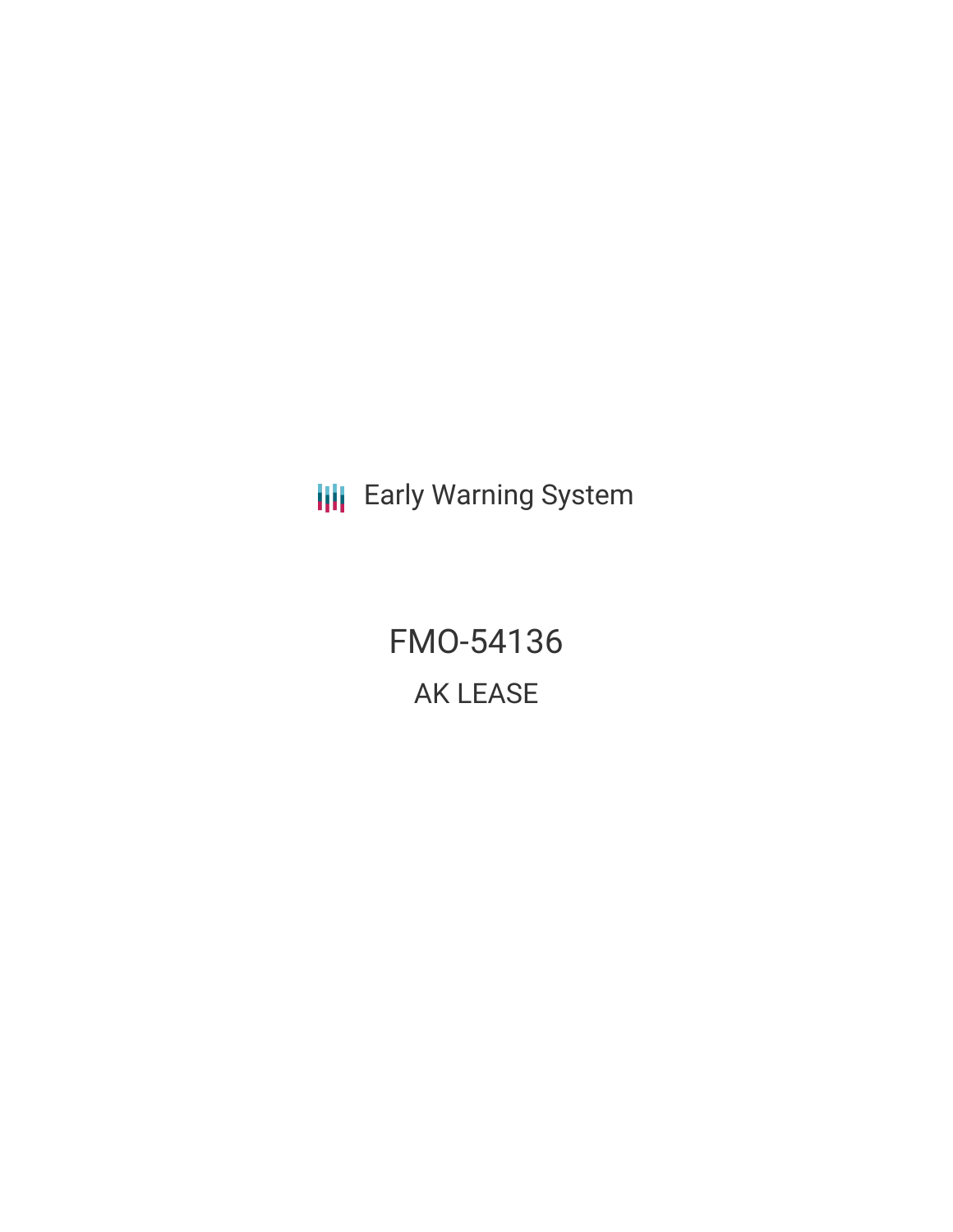Early Warning System

# FMO-54136

## AK LEASE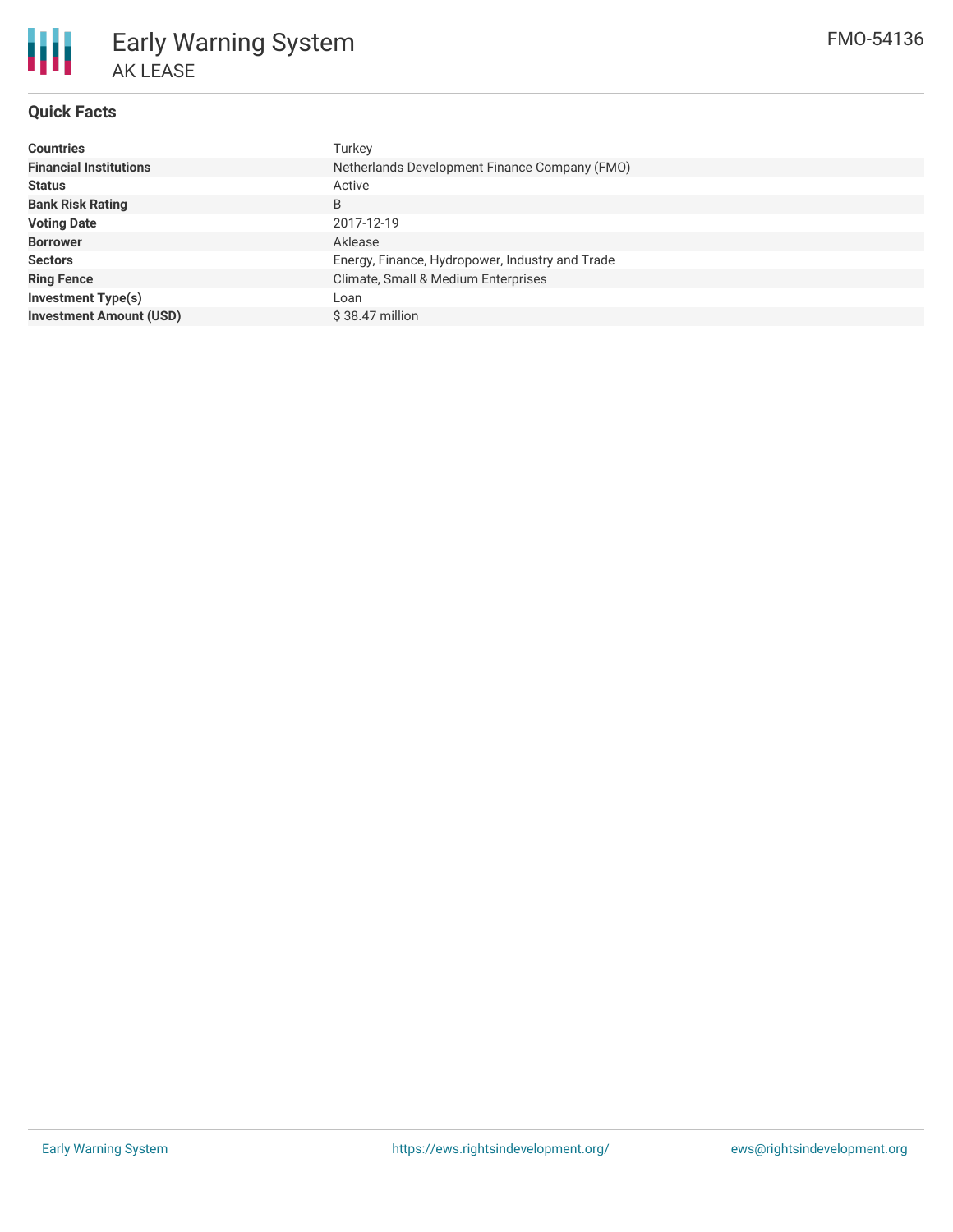# Early Warning System

## AK LEASE

FMO-54136

### Quick Facts

| | |
|---|---|
| **Countries** | Turkey |
| **Financial Institutions** | Netherlands Development Finance Company (FMO) |
| **Status** | Active |
| **Bank Risk Rating** | B |
| **Voting Date** | 2017-12-19 |
| **Borrower** | Aklease |
| **Sectors** | Energy, Finance, Hydropower, Industry and Trade |
| **Ring Fence** | Climate, Small & Medium Enterprises |
| **Investment Type(s)** | Loan |
| **Investment Amount (USD)** | $ 38.47 million |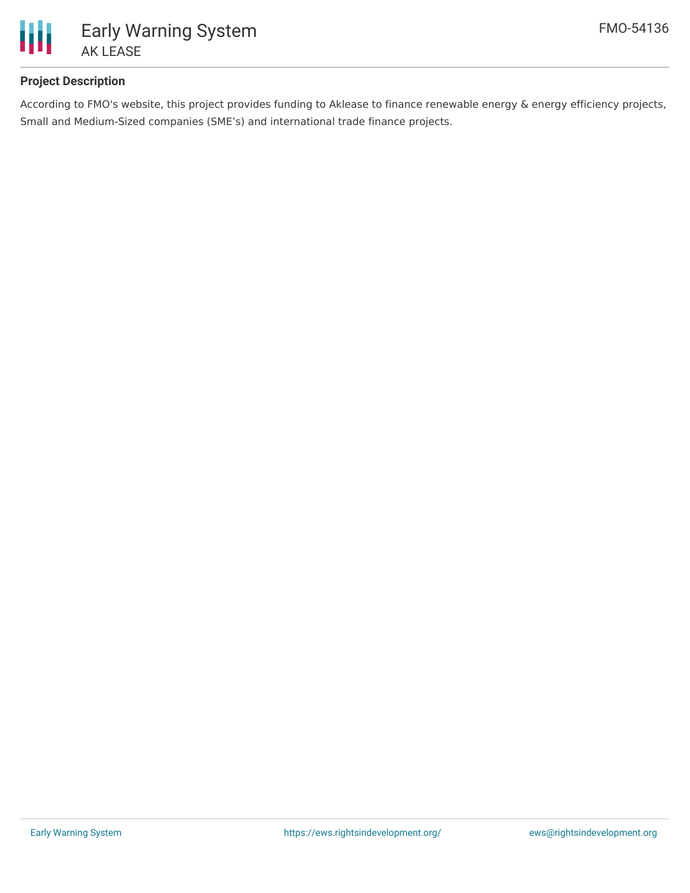## Project Description

According to FMO's website, this project provides funding to Aklease to finance renewable energy & energy efficiency projects, Small and Medium-Sized companies (SME's) and international trade finance projects.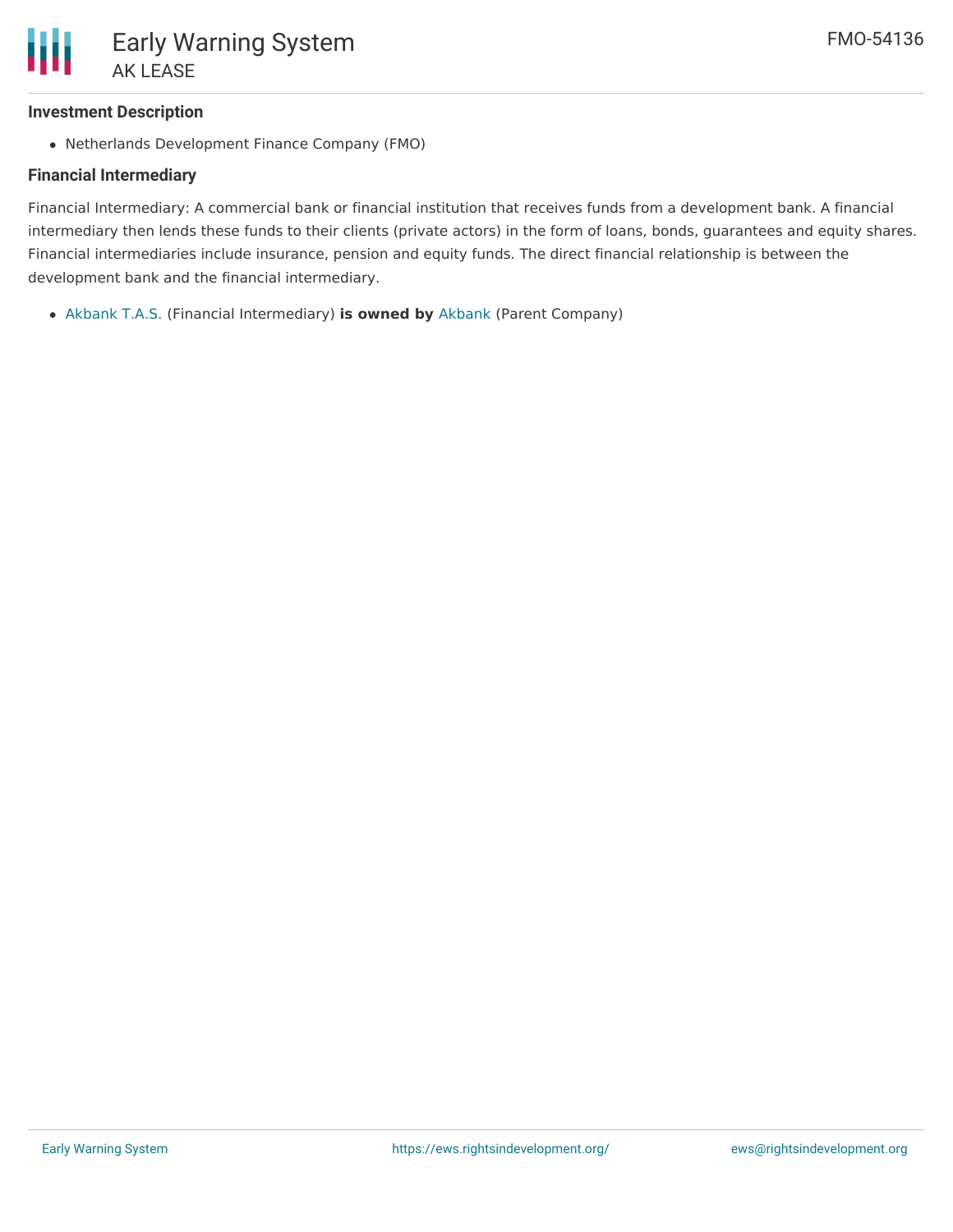### Investment Description

- Netherlands Development Finance Company (FMO)

### Financial Intermediary

Financial Intermediary: A commercial bank or financial institution that receives funds from a development bank. A financial intermediary then lends these funds to their clients (private actors) in the form of loans, bonds, guarantees and equity shares. Financial intermediaries include insurance, pension and equity funds. The direct financial relationship is between the development bank and the financial intermediary.

- Akbank T.A.S. (Financial Intermediary) **is owned by** Akbank (Parent Company)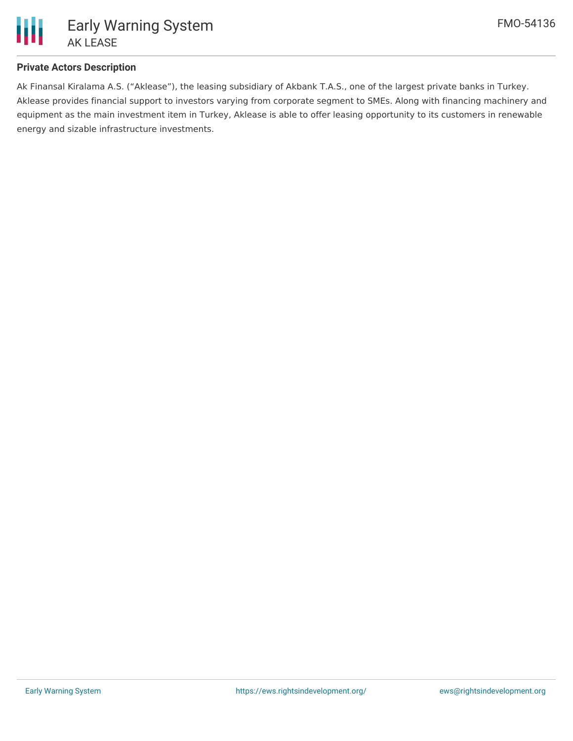### Private Actors Description

Ak Finansal Kiralama A.S. ("Aklease"), the leasing subsidiary of Akbank T.A.S., one of the largest private banks in Turkey. Aklease provides financial support to investors varying from corporate segment to SMEs. Along with financing machinery and equipment as the main investment item in Turkey, Aklease is able to offer leasing opportunity to its customers in renewable energy and sizable infrastructure investments.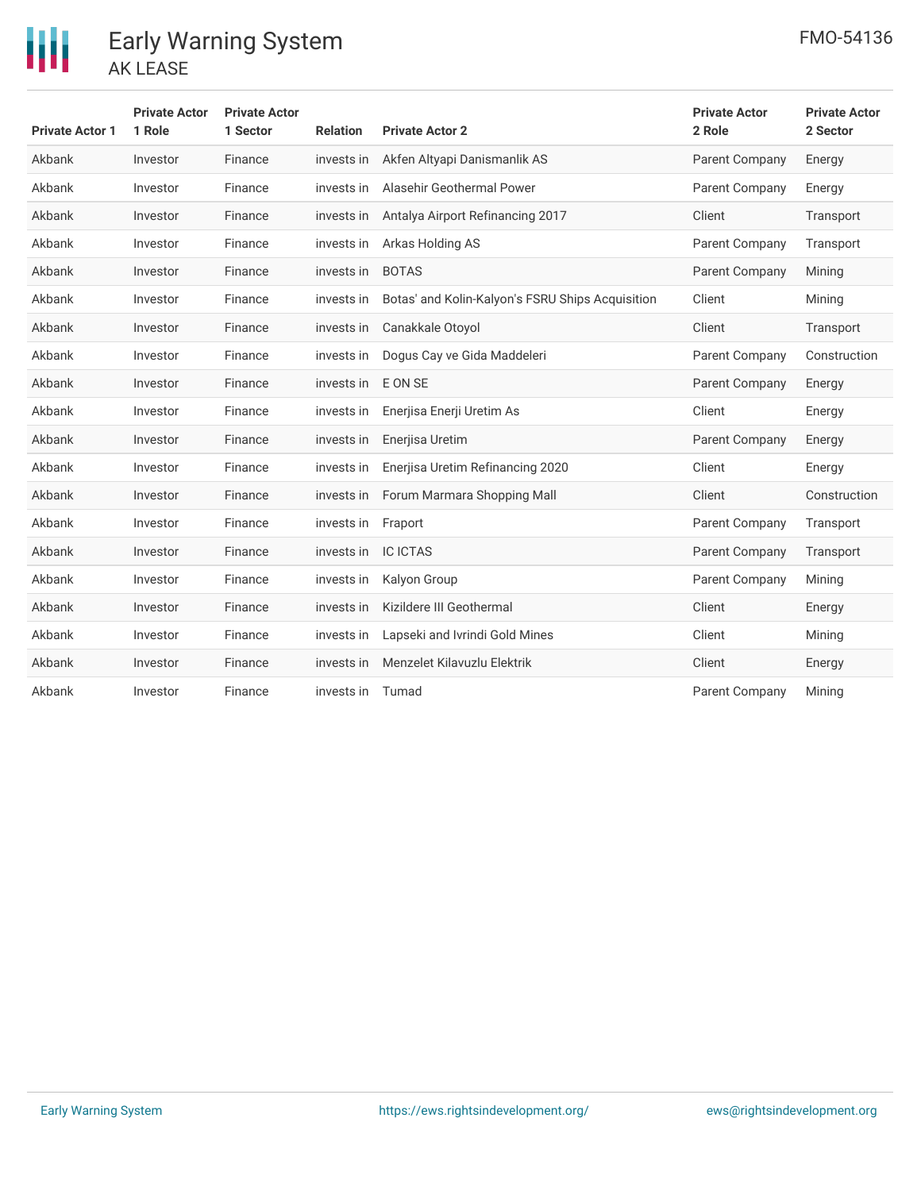| Private Actor 1 | Private Actor 1 Role | Private Actor 1 Sector | Relation | Private Actor 2 | Private Actor 2 Role | Private Actor 2 Sector |
|---|---|---|---|---|---|---|
| Akbank | Investor | Finance | invests in | Akfen Altyapi Danismanlik AS | Parent Company | Energy |
| Akbank | Investor | Finance | invests in | Alasehir Geothermal Power | Parent Company | Energy |
| Akbank | Investor | Finance | invests in | Antalya Airport Refinancing 2017 | Client | Transport |
| Akbank | Investor | Finance | invests in | Arkas Holding AS | Parent Company | Transport |
| Akbank | Investor | Finance | invests in | BOTAS | Parent Company | Mining |
| Akbank | Investor | Finance | invests in | Botas' and Kolin-Kalyon's FSRU Ships Acquisition | Client | Mining |
| Akbank | Investor | Finance | invests in | Canakkale Otoyol | Client | Transport |
| Akbank | Investor | Finance | invests in | Dogus Cay ve Gida Maddeleri | Parent Company | Construction |
| Akbank | Investor | Finance | invests in | E ON SE | Parent Company | Energy |
| Akbank | Investor | Finance | invests in | Enerjisa Enerji Uretim As | Client | Energy |
| Akbank | Investor | Finance | invests in | Enerjisa Uretim | Parent Company | Energy |
| Akbank | Investor | Finance | invests in | Enerjisa Uretim Refinancing 2020 | Client | Energy |
| Akbank | Investor | Finance | invests in | Forum Marmara Shopping Mall | Client | Construction |
| Akbank | Investor | Finance | invests in | Fraport | Parent Company | Transport |
| Akbank | Investor | Finance | invests in | IC ICTAS | Parent Company | Transport |
| Akbank | Investor | Finance | invests in | Kalyon Group | Parent Company | Mining |
| Akbank | Investor | Finance | invests in | Kizildere III Geothermal | Client | Energy |
| Akbank | Investor | Finance | invests in | Lapseki and Ivrindi Gold Mines | Client | Mining |
| Akbank | Investor | Finance | invests in | Menzelet Kilavuzlu Elektrik | Client | Energy |
| Akbank | Investor | Finance | invests in | Tumad | Parent Company | Mining |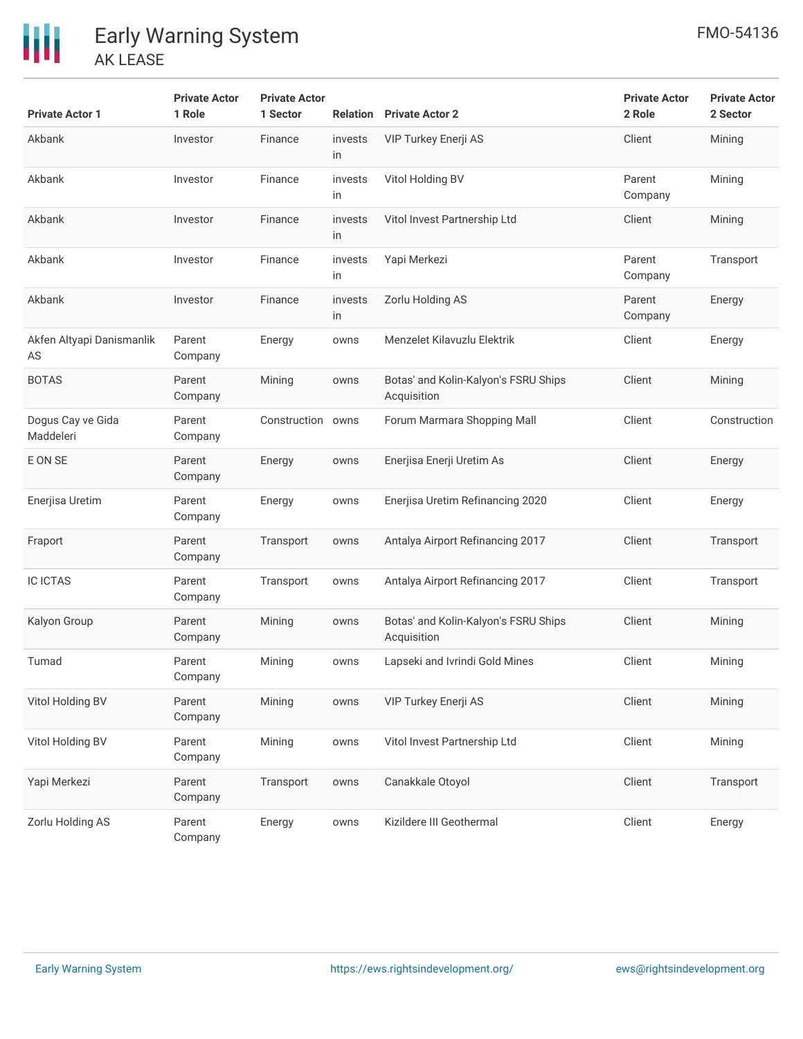| Private Actor 1 | Private Actor 1 Role | Private Actor 1 Sector | Relation | Private Actor 2 | Private Actor 2 Role | Private Actor 2 Sector |
|---|---|---|---|---|---|---|
| Akbank | Investor | Finance | invests in | VIP Turkey Enerji AS | Client | Mining |
| Akbank | Investor | Finance | invests in | Vitol Holding BV | Parent Company | Mining |
| Akbank | Investor | Finance | invests in | Vitol Invest Partnership Ltd | Client | Mining |
| Akbank | Investor | Finance | invests in | Yapi Merkezi | Parent Company | Transport |
| Akbank | Investor | Finance | invests in | Zorlu Holding AS | Parent Company | Energy |
| Akfen Altyapi Danismanlik AS | Parent Company | Energy | owns | Menzelet Kilavuzlu Elektrik | Client | Energy |
| BOTAS | Parent Company | Mining | owns | Botas' and Kolin-Kalyon's FSRU Ships Acquisition | Client | Mining |
| Dogus Cay ve Gida Maddeleri | Parent Company | Construction | owns | Forum Marmara Shopping Mall | Client | Construction |
| E ON SE | Parent Company | Energy | owns | Enerjisa Enerji Uretim As | Client | Energy |
| Enerjisa Uretim | Parent Company | Energy | owns | Enerjisa Uretim Refinancing 2020 | Client | Energy |
| Fraport | Parent Company | Transport | owns | Antalya Airport Refinancing 2017 | Client | Transport |
| IC ICTAS | Parent Company | Transport | owns | Antalya Airport Refinancing 2017 | Client | Transport |
| Kalyon Group | Parent Company | Mining | owns | Botas' and Kolin-Kalyon's FSRU Ships Acquisition | Client | Mining |
| Tumad | Parent Company | Mining | owns | Lapseki and Ivrindi Gold Mines | Client | Mining |
| Vitol Holding BV | Parent Company | Mining | owns | VIP Turkey Enerji AS | Client | Mining |
| Vitol Holding BV | Parent Company | Mining | owns | Vitol Invest Partnership Ltd | Client | Mining |
| Yapi Merkezi | Parent Company | Transport | owns | Canakkale Otoyol | Client | Transport |
| Zorlu Holding AS | Parent Company | Energy | owns | Kizildere III Geothermal | Client | Energy |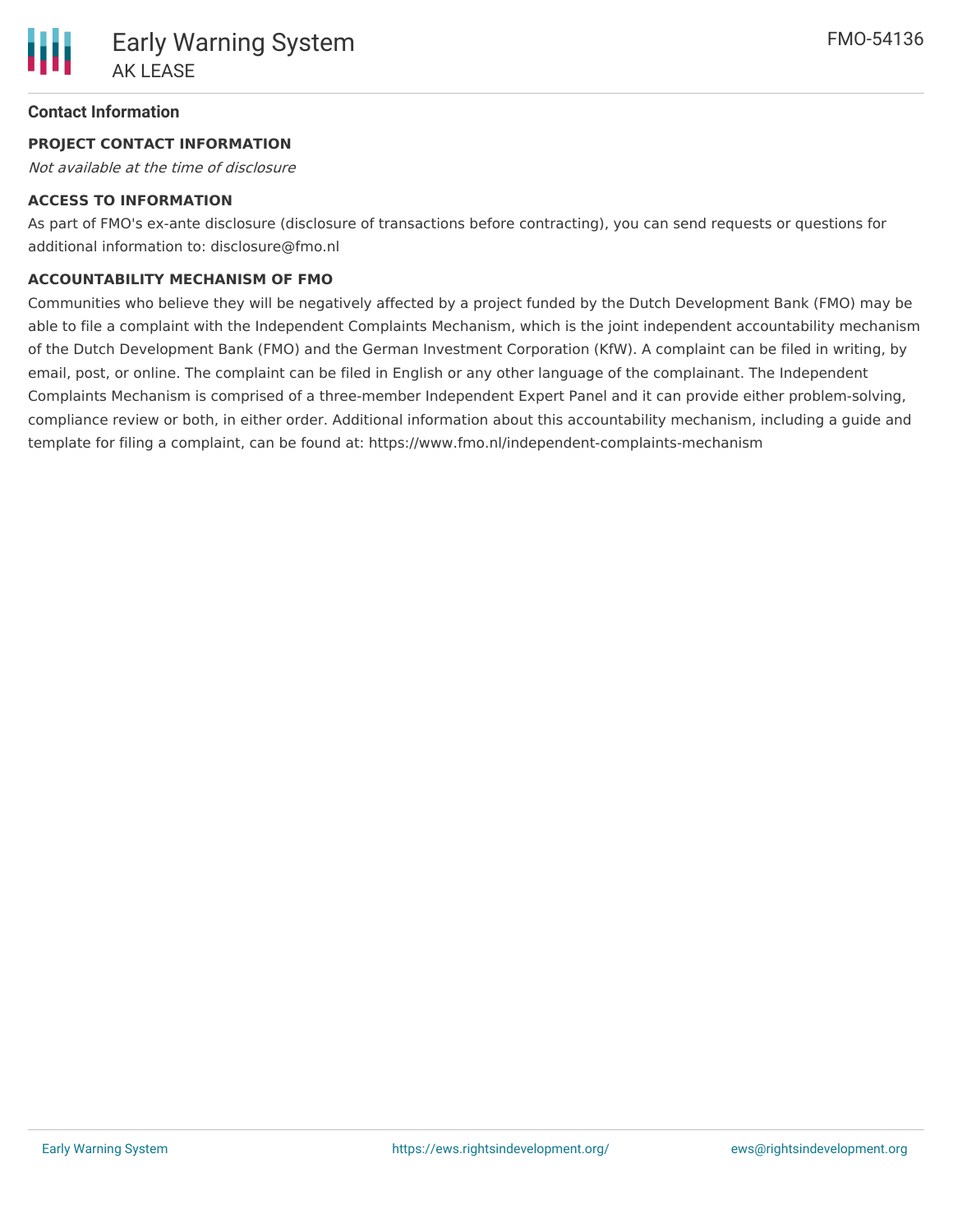## Contact Information

### PROJECT CONTACT INFORMATION

*Not available at the time of disclosure*

### ACCESS TO INFORMATION

As part of FMO's ex-ante disclosure (disclosure of transactions before contracting), you can send requests or questions for additional information to: disclosure@fmo.nl

### ACCOUNTABILITY MECHANISM OF FMO

Communities who believe they will be negatively affected by a project funded by the Dutch Development Bank (FMO) may be able to file a complaint with the Independent Complaints Mechanism, which is the joint independent accountability mechanism of the Dutch Development Bank (FMO) and the German Investment Corporation (KfW). A complaint can be filed in writing, by email, post, or online. The complaint can be filed in English or any other language of the complainant. The Independent Complaints Mechanism is comprised of a three-member Independent Expert Panel and it can provide either problem-solving, compliance review or both, in either order. Additional information about this accountability mechanism, including a guide and template for filing a complaint, can be found at: https://www.fmo.nl/independent-complaints-mechanism